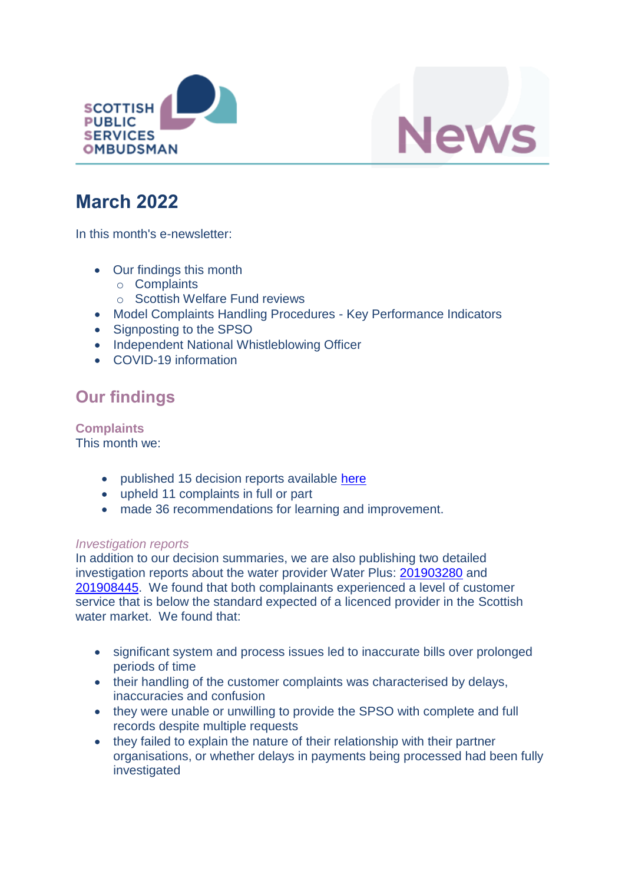# March 2022

In this month's e-newsletter:

- Our findings this month
    - Complaints
    - Scottish Welfare Fund reviews
- Model Complaints Handling Procedures - Key Performance Indicators
- Signposting to the SPSO
- Independent National Whistleblowing Officer
- COVID-19 information

## Our findings

### Complaints

This month we:

- published 15 decision reports available here
- upheld 11 complaints in full or part
- made 36 recommendations for learning and improvement.

*Investigation reports*

In addition to our decision summaries, we are also publishing two detailed investigation reports about the water provider Water Plus: 201903280 and 201908445. We found that both complainants experienced a level of customer service that is below the standard expected of a licenced provider in the Scottish water market. We found that:

- significant system and process issues led to inaccurate bills over prolonged periods of time
- their handling of the customer complaints was characterised by delays, inaccuracies and confusion
- they were unable or unwilling to provide the SPSO with complete and full records despite multiple requests
- they failed to explain the nature of their relationship with their partner organisations, or whether delays in payments being processed had been fully investigated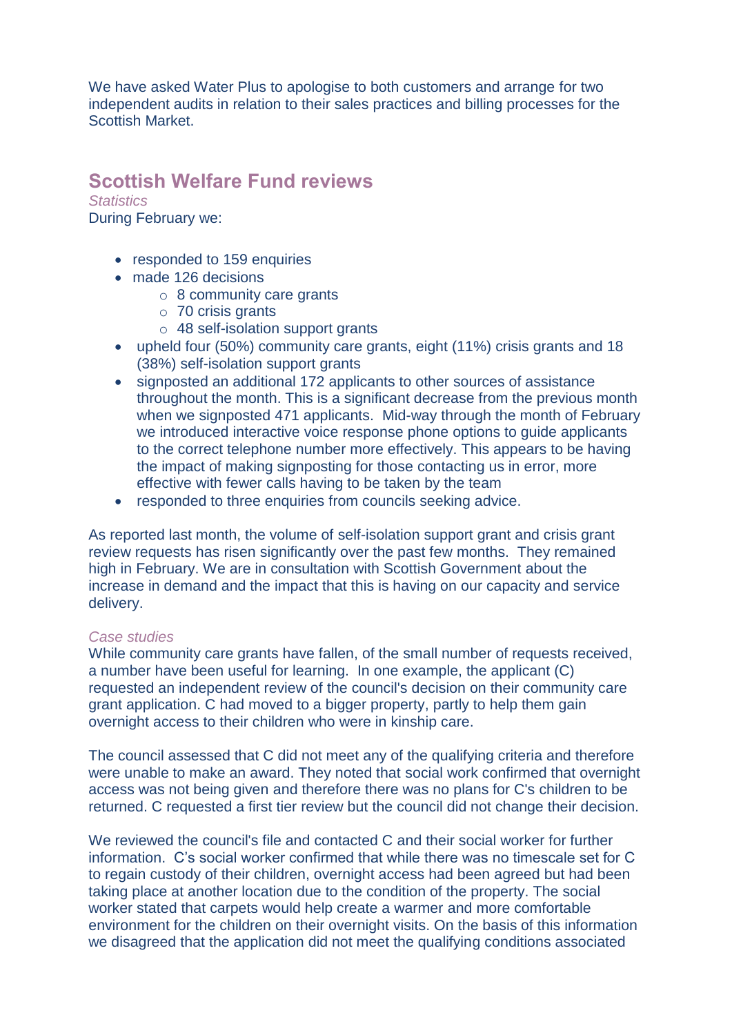We have asked Water Plus to apologise to both customers and arrange for two independent audits in relation to their sales practices and billing processes for the Scottish Market.

## Scottish Welfare Fund reviews

*Statistics*

During February we:

- responded to 159 enquiries
- made 126 decisions
  - 8 community care grants
  - 70 crisis grants
  - 48 self-isolation support grants
- upheld four (50%) community care grants, eight (11%) crisis grants and 18 (38%) self-isolation support grants
- signposted an additional 172 applicants to other sources of assistance throughout the month. This is a significant decrease from the previous month when we signposted 471 applicants. Mid-way through the month of February we introduced interactive voice response phone options to guide applicants to the correct telephone number more effectively. This appears to be having the impact of making signposting for those contacting us in error, more effective with fewer calls having to be taken by the team
- responded to three enquiries from councils seeking advice.

As reported last month, the volume of self-isolation support grant and crisis grant review requests has risen significantly over the past few months. They remained high in February. We are in consultation with Scottish Government about the increase in demand and the impact that this is having on our capacity and service delivery.

*Case studies*

While community care grants have fallen, of the small number of requests received, a number have been useful for learning. In one example, the applicant (C) requested an independent review of the council's decision on their community care grant application. C had moved to a bigger property, partly to help them gain overnight access to their children who were in kinship care.

The council assessed that C did not meet any of the qualifying criteria and therefore were unable to make an award. They noted that social work confirmed that overnight access was not being given and therefore there was no plans for C's children to be returned. C requested a first tier review but the council did not change their decision.

We reviewed the council's file and contacted C and their social worker for further information. C's social worker confirmed that while there was no timescale set for C to regain custody of their children, overnight access had been agreed but had been taking place at another location due to the condition of the property. The social worker stated that carpets would help create a warmer and more comfortable environment for the children on their overnight visits. On the basis of this information we disagreed that the application did not meet the qualifying conditions associated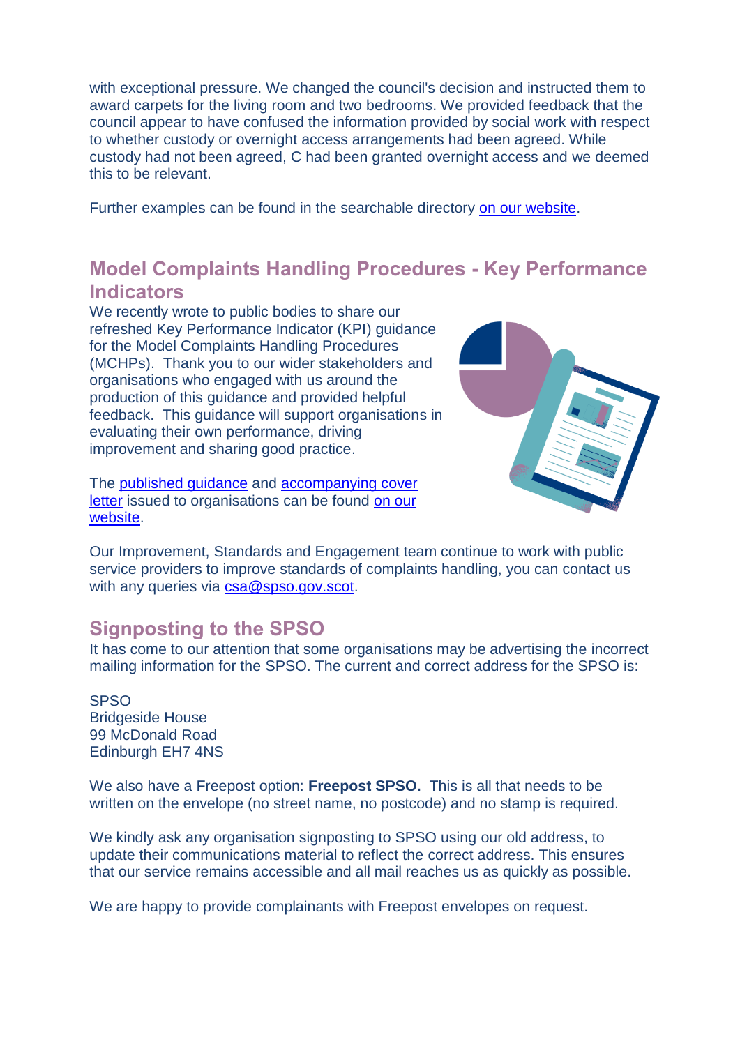with exceptional pressure. We changed the council's decision and instructed them to award carpets for the living room and two bedrooms. We provided feedback that the council appear to have confused the information provided by social work with respect to whether custody or overnight access arrangements had been agreed. While custody had not been agreed, C had been granted overnight access and we deemed this to be relevant.

Further examples can be found in the searchable directory [on our website](#).

## Model Complaints Handling Procedures - Key Performance Indicators

We recently wrote to public bodies to share our refreshed Key Performance Indicator (KPI) guidance for the Model Complaints Handling Procedures (MCHPs). Thank you to our wider stakeholders and organisations who engaged with us around the production of this guidance and provided helpful feedback. This guidance will support organisations in evaluating their own performance, driving improvement and sharing good practice.

The [published guidance](#) and [accompanying cover letter](#) issued to organisations can be found [on our website](#).

Our Improvement, Standards and Engagement team continue to work with public service providers to improve standards of complaints handling, you can contact us with any queries via [csa@spso.gov.scot](mailto:csa@spso.gov.scot).

## Signposting to the SPSO

It has come to our attention that some organisations may be advertising the incorrect mailing information for the SPSO. The current and correct address for the SPSO is:

SPSO
Bridgeside House
99 McDonald Road
Edinburgh EH7 4NS

We also have a Freepost option: **Freepost SPSO.** This is all that needs to be written on the envelope (no street name, no postcode) and no stamp is required.

We kindly ask any organisation signposting to SPSO using our old address, to update their communications material to reflect the correct address. This ensures that our service remains accessible and all mail reaches us as quickly as possible.

We are happy to provide complainants with Freepost envelopes on request.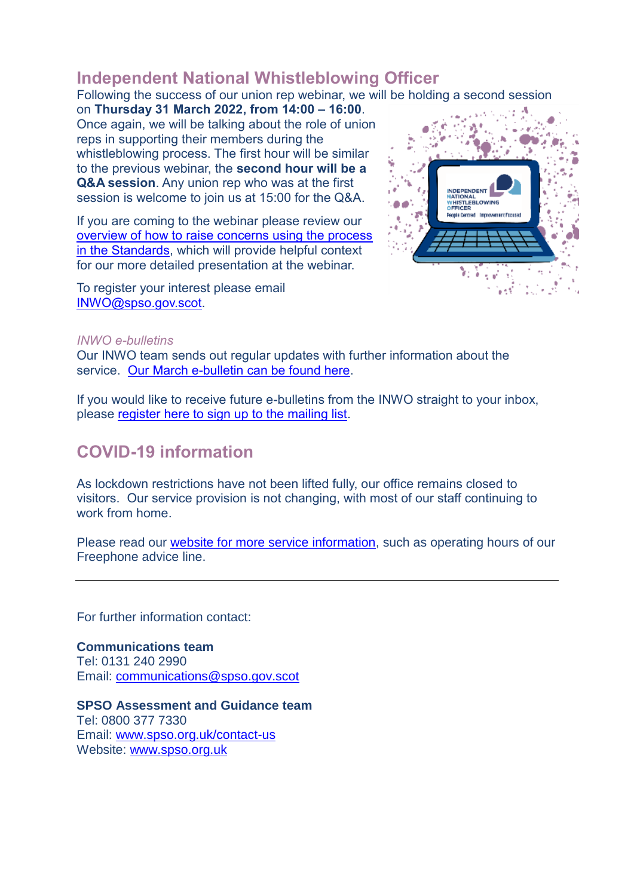## Independent National Whistleblowing Officer

Following the success of our union rep webinar, we will be holding a second session on **Thursday 31 March 2022, from 14:00 – 16:00**. Once again, we will be talking about the role of union reps in supporting their members during the whistleblowing process. The first hour will be similar to the previous webinar, the **second hour will be a Q&A session**. Any union rep who was at the first session is welcome to join us at 15:00 for the Q&A.

If you are coming to the webinar please review our overview of how to raise concerns using the process in the Standards, which will provide helpful context for our more detailed presentation at the webinar.

To register your interest please email INWO@spso.gov.scot.

*INWO e-bulletins*

Our INWO team sends out regular updates with further information about the service. Our March e-bulletin can be found here.

If you would like to receive future e-bulletins from the INWO straight to your inbox, please register here to sign up to the mailing list.

## COVID-19 information

As lockdown restrictions have not been lifted fully, our office remains closed to visitors. Our service provision is not changing, with most of our staff continuing to work from home.

Please read our website for more service information, such as operating hours of our Freephone advice line.

---

For further information contact:

**Communications team**
Tel: 0131 240 2990
Email: communications@spso.gov.scot

**SPSO Assessment and Guidance team**
Tel: 0800 377 7330
Email: www.spso.org.uk/contact-us
Website: www.spso.org.uk